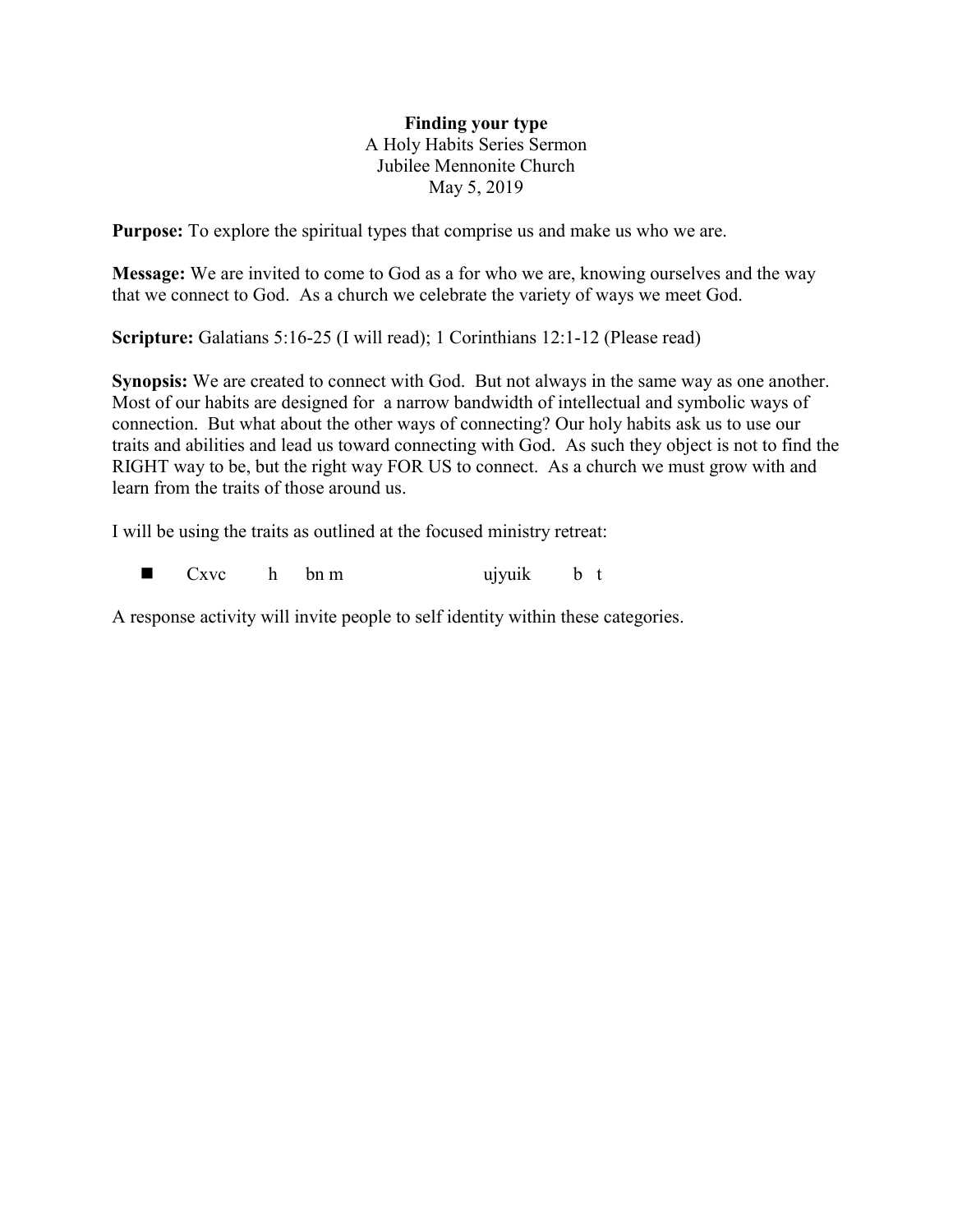**Finding your type**
A Holy Habits Series Sermon
Jubilee Mennonite Church
May 5, 2019

**Purpose:** To explore the spiritual types that comprise us and make us who we are.

**Message:** We are invited to come to God as a for who we are, knowing ourselves and the way that we connect to God. As a church we celebrate the variety of ways we meet God.

**Scripture:** Galatians 5:16-25 (I will read); 1 Corinthians 12:1-12 (Please read)

**Synopsis:** We are created to connect with God. But not always in the same way as one another. Most of our habits are designed for a narrow bandwidth of intellectual and symbolic ways of connection. But what about the other ways of connecting? Our holy habits ask us to use our traits and abilities and lead us toward connecting with God. As such they object is not to find the RIGHT way to be, but the right way FOR US to connect. As a church we must grow with and learn from the traits of those around us.

I will be using the traits as outlined at the focused ministry retreat:

- Cxvc h bn m ujyuik b t

A response activity will invite people to self identity within these categories.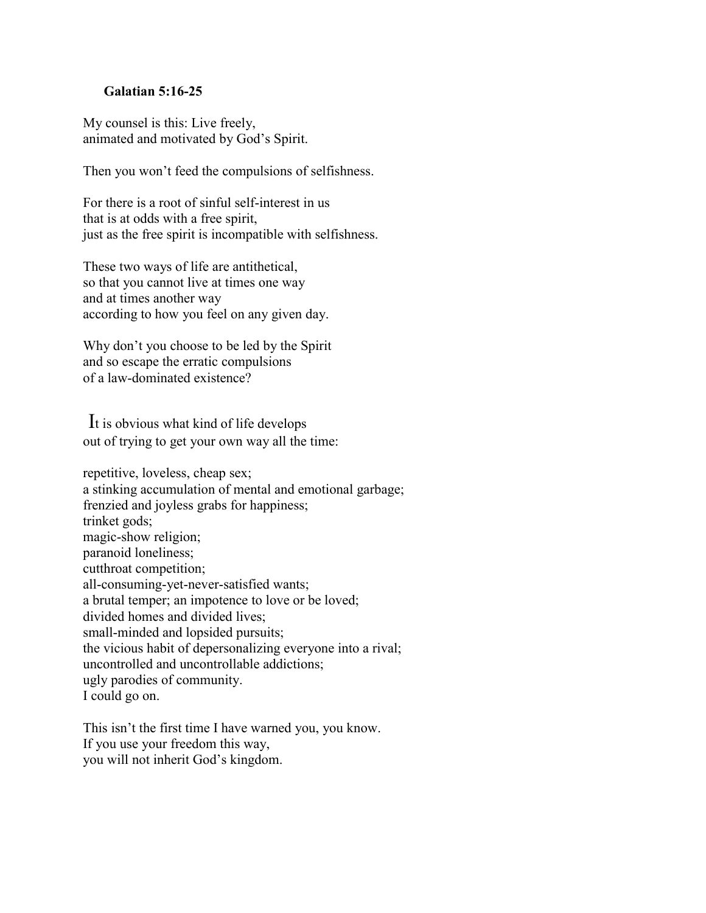**Galatian 5:16-25**

My counsel is this: Live freely,
animated and motivated by God's Spirit.

Then you won't feed the compulsions of selfishness.

For there is a root of sinful self-interest in us
that is at odds with a free spirit,
just as the free spirit is incompatible with selfishness.

These two ways of life are antithetical,
so that you cannot live at times one way
and at times another way
according to how you feel on any given day.

Why don't you choose to be led by the Spirit
and so escape the erratic compulsions
of a law-dominated existence?

It is obvious what kind of life develops
out of trying to get your own way all the time:

repetitive, loveless, cheap sex;
a stinking accumulation of mental and emotional garbage;
frenzied and joyless grabs for happiness;
trinket gods;
magic-show religion;
paranoid loneliness;
cutthroat competition;
all-consuming-yet-never-satisfied wants;
a brutal temper; an impotence to love or be loved;
divided homes and divided lives;
small-minded and lopsided pursuits;
the vicious habit of depersonalizing everyone into a rival;
uncontrolled and uncontrollable addictions;
ugly parodies of community.
I could go on.

This isn't the first time I have warned you, you know.
If you use your freedom this way,
you will not inherit God's kingdom.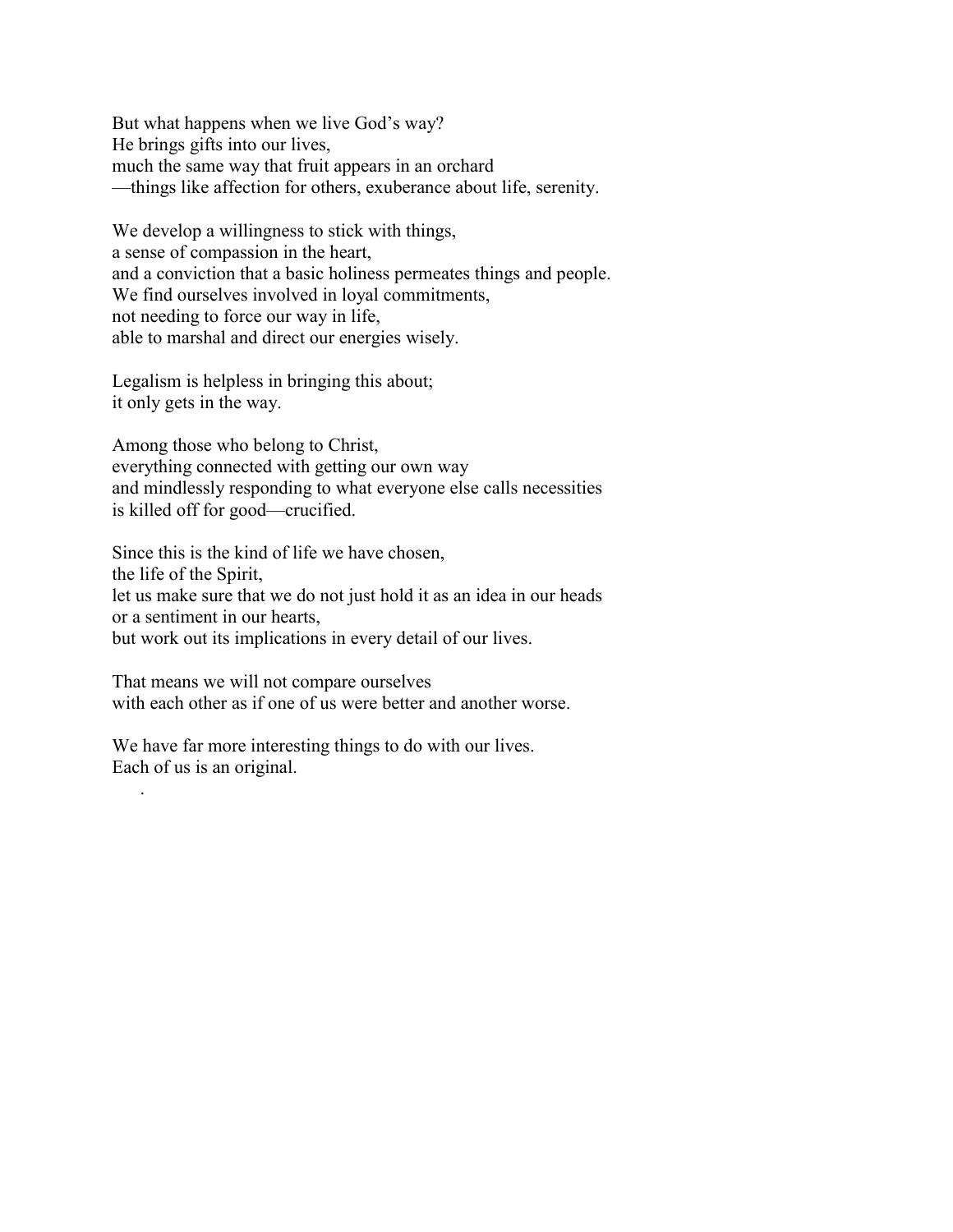But what happens when we live God’s way?
He brings gifts into our lives,
much the same way that fruit appears in an orchard
—things like affection for others, exuberance about life, serenity.

We develop a willingness to stick with things,
a sense of compassion in the heart,
and a conviction that a basic holiness permeates things and people.
We find ourselves involved in loyal commitments,
not needing to force our way in life,
able to marshal and direct our energies wisely.

Legalism is helpless in bringing this about;
it only gets in the way.

Among those who belong to Christ,
everything connected with getting our own way
and mindlessly responding to what everyone else calls necessities
is killed off for good—crucified.

Since this is the kind of life we have chosen,
the life of the Spirit,
let us make sure that we do not just hold it as an idea in our heads
or a sentiment in our hearts,
but work out its implications in every detail of our lives.

That means we will not compare ourselves
with each other as if one of us were better and another worse.

We have far more interesting things to do with our lives.
Each of us is an original.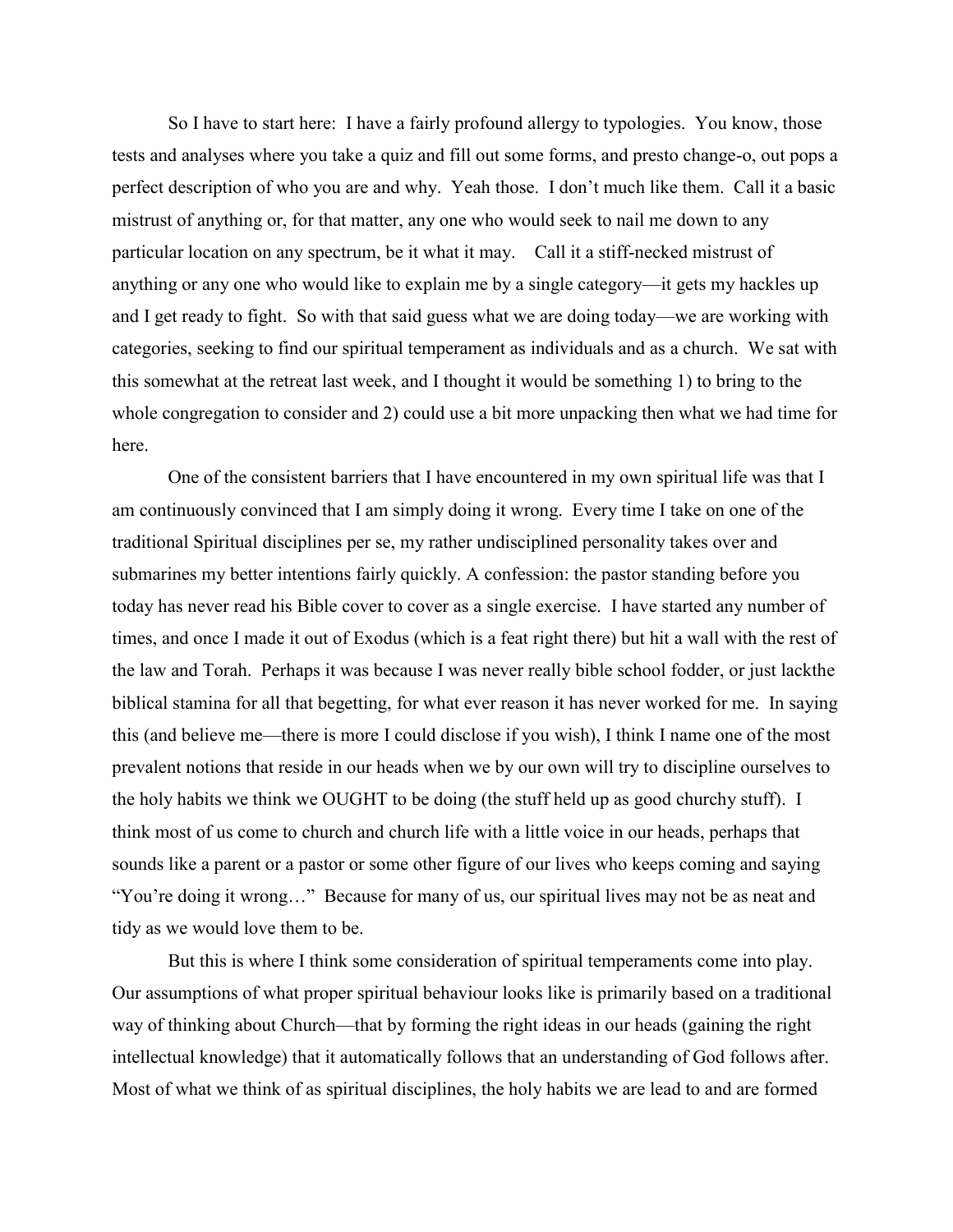So I have to start here: I have a fairly profound allergy to typologies. You know, those tests and analyses where you take a quiz and fill out some forms, and presto change-o, out pops a perfect description of who you are and why. Yeah those. I don't much like them. Call it a basic mistrust of anything or, for that matter, any one who would seek to nail me down to any particular location on any spectrum, be it what it may. Call it a stiff-necked mistrust of anything or any one who would like to explain me by a single category—it gets my hackles up and I get ready to fight. So with that said guess what we are doing today—we are working with categories, seeking to find our spiritual temperament as individuals and as a church. We sat with this somewhat at the retreat last week, and I thought it would be something 1) to bring to the whole congregation to consider and 2) could use a bit more unpacking then what we had time for here.

One of the consistent barriers that I have encountered in my own spiritual life was that I am continuously convinced that I am simply doing it wrong. Every time I take on one of the traditional Spiritual disciplines per se, my rather undisciplined personality takes over and submarines my better intentions fairly quickly. A confession: the pastor standing before you today has never read his Bible cover to cover as a single exercise. I have started any number of times, and once I made it out of Exodus (which is a feat right there) but hit a wall with the rest of the law and Torah. Perhaps it was because I was never really bible school fodder, or just lackthe biblical stamina for all that begetting, for what ever reason it has never worked for me. In saying this (and believe me—there is more I could disclose if you wish), I think I name one of the most prevalent notions that reside in our heads when we by our own will try to discipline ourselves to the holy habits we think we OUGHT to be doing (the stuff held up as good churchy stuff). I think most of us come to church and church life with a little voice in our heads, perhaps that sounds like a parent or a pastor or some other figure of our lives who keeps coming and saying "You're doing it wrong…" Because for many of us, our spiritual lives may not be as neat and tidy as we would love them to be.

But this is where I think some consideration of spiritual temperaments come into play. Our assumptions of what proper spiritual behaviour looks like is primarily based on a traditional way of thinking about Church—that by forming the right ideas in our heads (gaining the right intellectual knowledge) that it automatically follows that an understanding of God follows after. Most of what we think of as spiritual disciplines, the holy habits we are lead to and are formed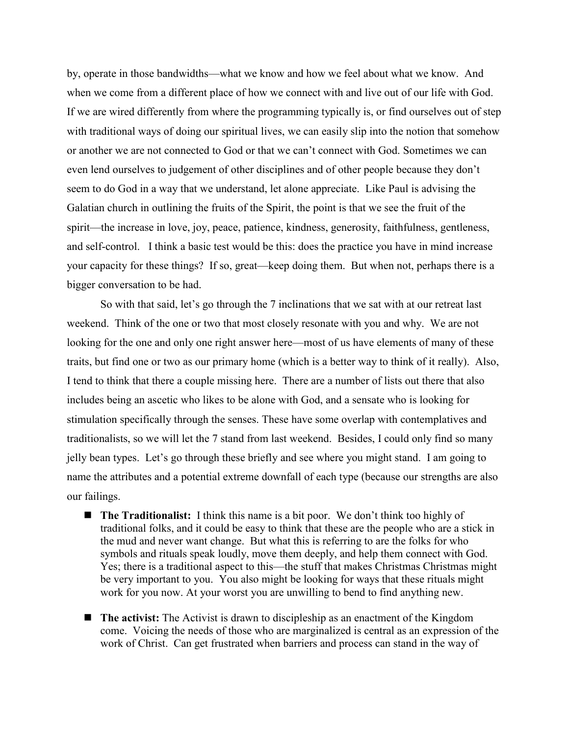by, operate in those bandwidths—what we know and how we feel about what we know. And when we come from a different place of how we connect with and live out of our life with God. If we are wired differently from where the programming typically is, or find ourselves out of step with traditional ways of doing our spiritual lives, we can easily slip into the notion that somehow or another we are not connected to God or that we can't connect with God. Sometimes we can even lend ourselves to judgement of other disciplines and of other people because they don't seem to do God in a way that we understand, let alone appreciate. Like Paul is advising the Galatian church in outlining the fruits of the Spirit, the point is that we see the fruit of the spirit—the increase in love, joy, peace, patience, kindness, generosity, faithfulness, gentleness, and self-control. I think a basic test would be this: does the practice you have in mind increase your capacity for these things? If so, great—keep doing them. But when not, perhaps there is a bigger conversation to be had.

So with that said, let's go through the 7 inclinations that we sat with at our retreat last weekend. Think of the one or two that most closely resonate with you and why. We are not looking for the one and only one right answer here—most of us have elements of many of these traits, but find one or two as our primary home (which is a better way to think of it really). Also, I tend to think that there a couple missing here. There are a number of lists out there that also includes being an ascetic who likes to be alone with God, and a sensate who is looking for stimulation specifically through the senses. These have some overlap with contemplatives and traditionalists, so we will let the 7 stand from last weekend. Besides, I could only find so many jelly bean types. Let's go through these briefly and see where you might stand. I am going to name the attributes and a potential extreme downfall of each type (because our strengths are also our failings.

- **The Traditionalist:** I think this name is a bit poor. We don't think too highly of traditional folks, and it could be easy to think that these are the people who are a stick in the mud and never want change. But what this is referring to are the folks for who symbols and rituals speak loudly, move them deeply, and help them connect with God. Yes; there is a traditional aspect to this—the stuff that makes Christmas Christmas might be very important to you. You also might be looking for ways that these rituals might work for you now. At your worst you are unwilling to bend to find anything new.

- **The activist:** The Activist is drawn to discipleship as an enactment of the Kingdom come. Voicing the needs of those who are marginalized is central as an expression of the work of Christ. Can get frustrated when barriers and process can stand in the way of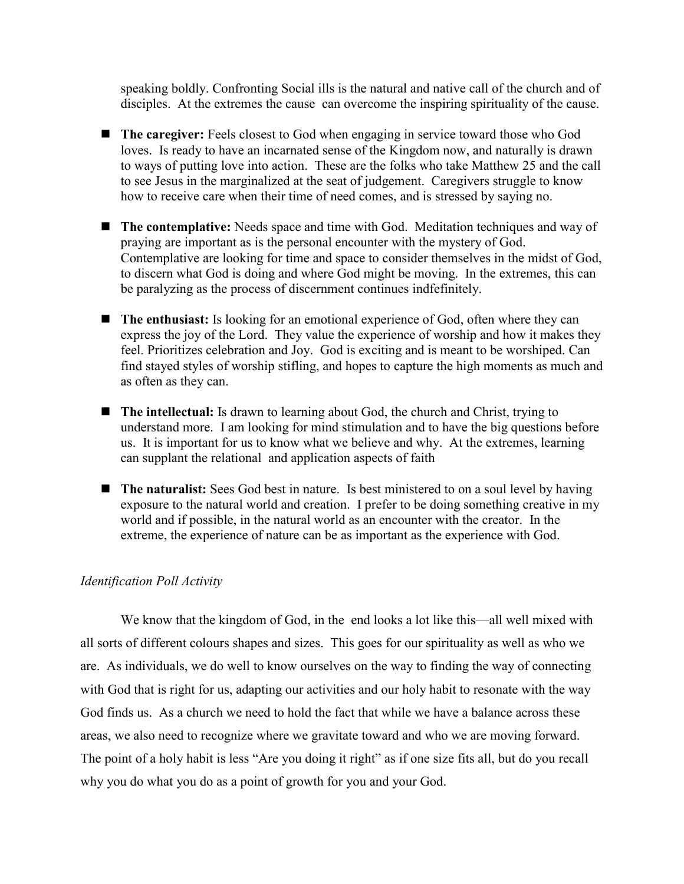speaking boldly. Confronting Social ills is the natural and native call of the church and of disciples.  At the extremes the cause  can overcome the inspiring spirituality of the cause.

- **The caregiver:** Feels closest to God when engaging in service toward those who God loves.  Is ready to have an incarnated sense of the Kingdom now, and naturally is drawn to ways of putting love into action.  These are the folks who take Matthew 25 and the call to see Jesus in the marginalized at the seat of judgement.  Caregivers struggle to know how to receive care when their time of need comes, and is stressed by saying no.

- **The contemplative:** Needs space and time with God.  Meditation techniques and way of praying are important as is the personal encounter with the mystery of God.  Contemplative are looking for time and space to consider themselves in the midst of God, to discern what God is doing and where God might be moving.  In the extremes, this can be paralyzing as the process of discernment continues indfefinitely.

- **The enthusiast:** Is looking for an emotional experience of God, often where they can express the joy of the Lord.  They value the experience of worship and how it makes they feel. Prioritizes celebration and Joy.  God is exciting and is meant to be worshiped. Can find stayed styles of worship stifling, and hopes to capture the high moments as much and as often as they can.

- **The intellectual:** Is drawn to learning about God, the church and Christ, trying to understand more.  I am looking for mind stimulation and to have the big questions before us.  It is important for us to know what we believe and why.  At the extremes, learning can supplant the relational  and application aspects of faith

- **The naturalist:** Sees God best in nature.  Is best ministered to on a soul level by having exposure to the natural world and creation.  I prefer to be doing something creative in my world and if possible, in the natural world as an encounter with the creator.  In the extreme, the experience of nature can be as important as the experience with God.

*Identification Poll Activity*

We know that the kingdom of God, in the  end looks a lot like this—all well mixed with all sorts of different colours shapes and sizes.  This goes for our spirituality as well as who we are.  As individuals, we do well to know ourselves on the way to finding the way of connecting with God that is right for us, adapting our activities and our holy habit to resonate with the way God finds us.  As a church we need to hold the fact that while we have a balance across these areas, we also need to recognize where we gravitate toward and who we are moving forward.  The point of a holy habit is less "Are you doing it right" as if one size fits all, but do you recall why you do what you do as a point of growth for you and your God.